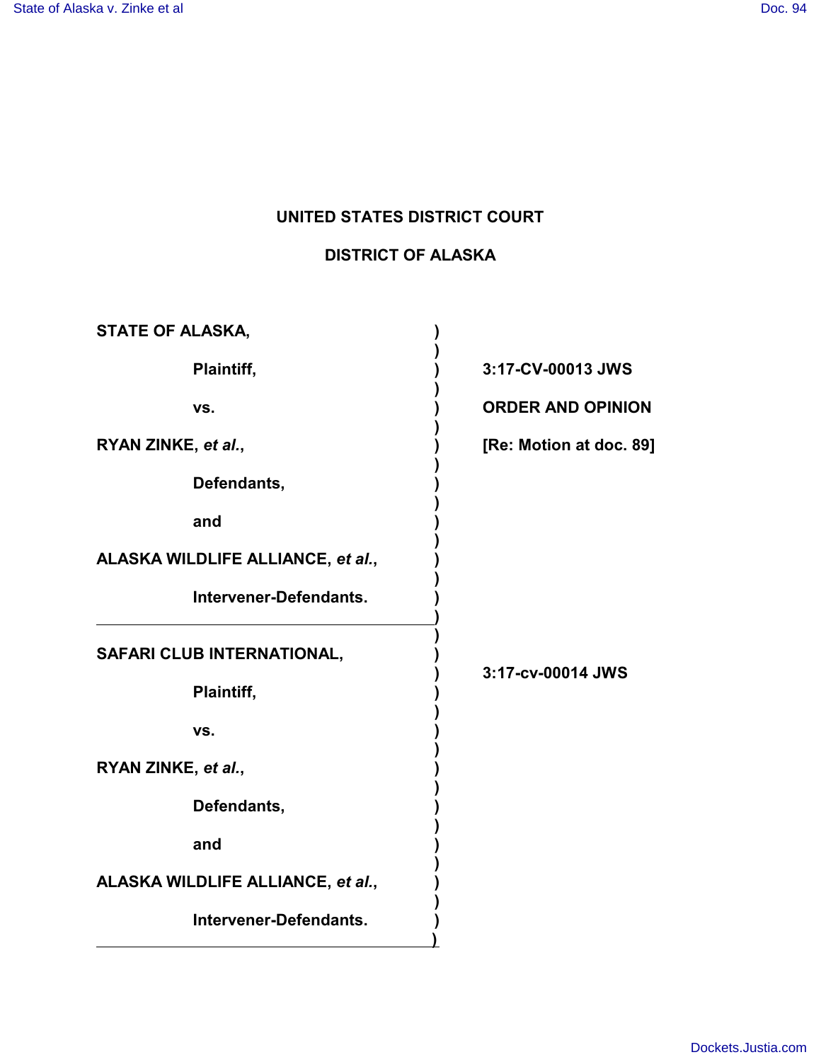# UNITED STATES DISTRICT COURT

# DISTRICT OF ALASKA

**STATE OF ALASKA,**

**Plaintiff,**

**vs.**

**RYAN ZINKE, *et al.*,**

**Defendants,**

**and**

**ALASKA WILDLIFE ALLIANCE, *et al.*,**

**Intervener-Defendants.**

**3:17-CV-00013 JWS**

**ORDER AND OPINION**

**[Re: Motion at doc. 89]**

---

**SAFARI CLUB INTERNATIONAL,**

**Plaintiff,**

**vs.**

**RYAN ZINKE, *et al.*,**

**Defendants,**

**and**

**ALASKA WILDLIFE ALLIANCE, *et al.*,**

**Intervener-Defendants.**

**3:17-cv-00014 JWS**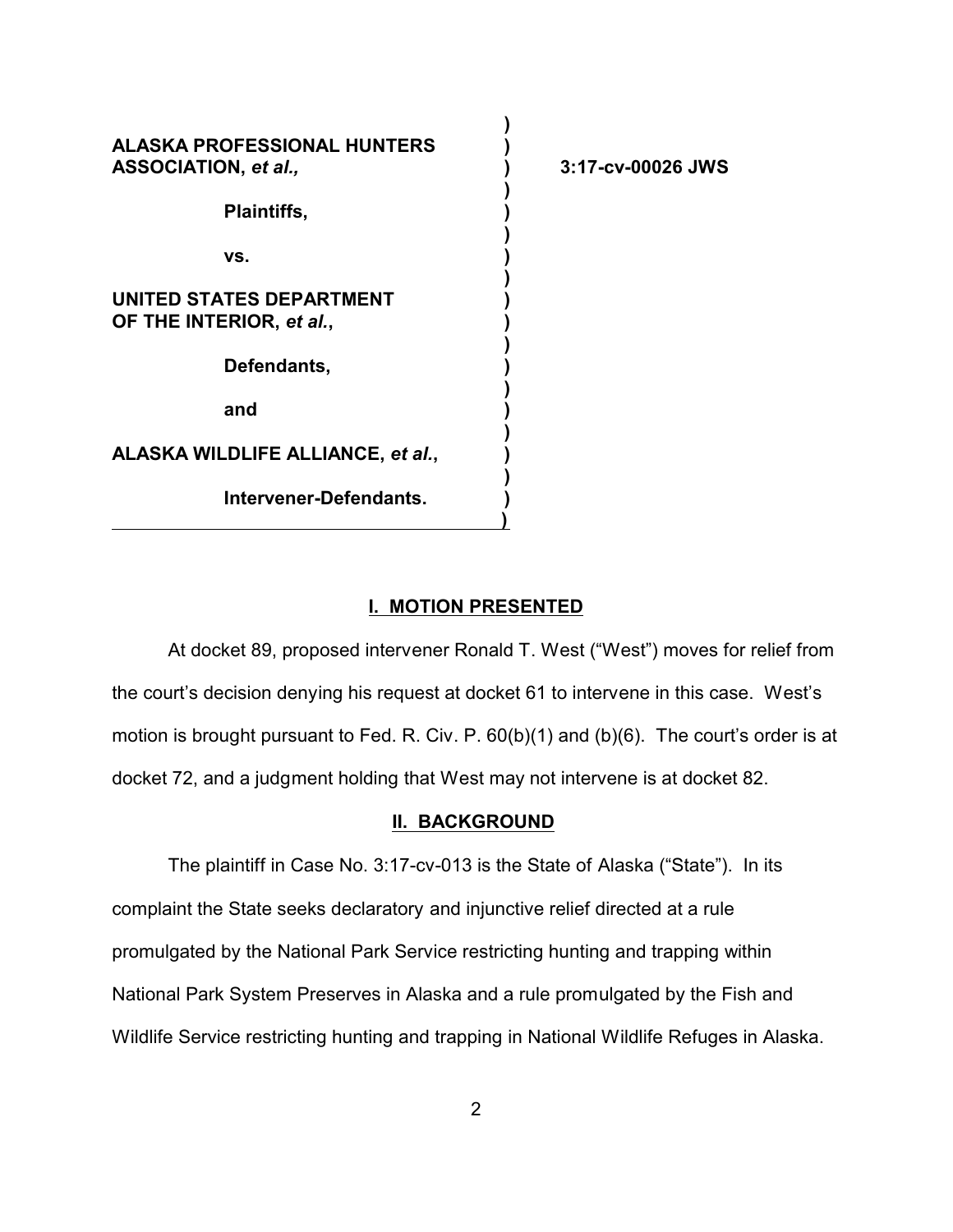| | | |
|---|---|---|
| **ALASKA PROFESSIONAL HUNTERS ASSOCIATION,** ***et al.,*** | ) | **3:17-cv-00026 JWS** |
| **Plaintiffs,** | ) | |
| **vs.** | ) | |
| **UNITED STATES DEPARTMENT OF THE INTERIOR,** ***et al.*****,** | ) | |
| **Defendants,** | ) | |
| **and** | ) | |
| **ALASKA WILDLIFE ALLIANCE,** ***et al.*****,** | ) | |
| **Intervener-Defendants.** | ) | |

## I. MOTION PRESENTED

At docket 89, proposed intervener Ronald T. West ("West") moves for relief from the court's decision denying his request at docket 61 to intervene in this case. West's motion is brought pursuant to Fed. R. Civ. P. 60(b)(1) and (b)(6). The court's order is at docket 72, and a judgment holding that West may not intervene is at docket 82.

## II. BACKGROUND

The plaintiff in Case No. 3:17-cv-013 is the State of Alaska ("State"). In its complaint the State seeks declaratory and injunctive relief directed at a rule promulgated by the National Park Service restricting hunting and trapping within National Park System Preserves in Alaska and a rule promulgated by the Fish and Wildlife Service restricting hunting and trapping in National Wildlife Refuges in Alaska.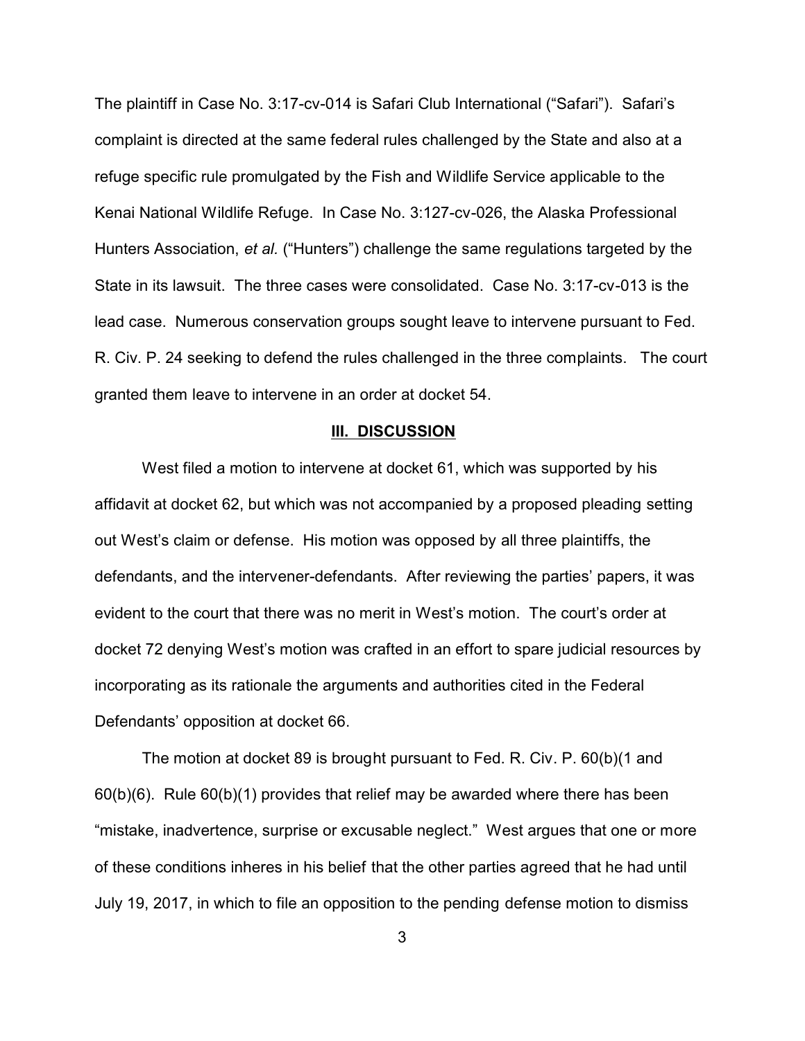The plaintiff in Case No. 3:17-cv-014 is Safari Club International ("Safari"). Safari's complaint is directed at the same federal rules challenged by the State and also at a refuge specific rule promulgated by the Fish and Wildlife Service applicable to the Kenai National Wildlife Refuge. In Case No. 3:127-cv-026, the Alaska Professional Hunters Association, *et al.* ("Hunters") challenge the same regulations targeted by the State in its lawsuit. The three cases were consolidated. Case No. 3:17-cv-013 is the lead case. Numerous conservation groups sought leave to intervene pursuant to Fed. R. Civ. P. 24 seeking to defend the rules challenged in the three complaints. The court granted them leave to intervene in an order at docket 54.

## III. DISCUSSION

West filed a motion to intervene at docket 61, which was supported by his affidavit at docket 62, but which was not accompanied by a proposed pleading setting out West's claim or defense. His motion was opposed by all three plaintiffs, the defendants, and the intervener-defendants. After reviewing the parties' papers, it was evident to the court that there was no merit in West's motion. The court's order at docket 72 denying West's motion was crafted in an effort to spare judicial resources by incorporating as its rationale the arguments and authorities cited in the Federal Defendants' opposition at docket 66.

The motion at docket 89 is brought pursuant to Fed. R. Civ. P. 60(b)(1 and 60(b)(6). Rule 60(b)(1) provides that relief may be awarded where there has been "mistake, inadvertence, surprise or excusable neglect." West argues that one or more of these conditions inheres in his belief that the other parties agreed that he had until July 19, 2017, in which to file an opposition to the pending defense motion to dismiss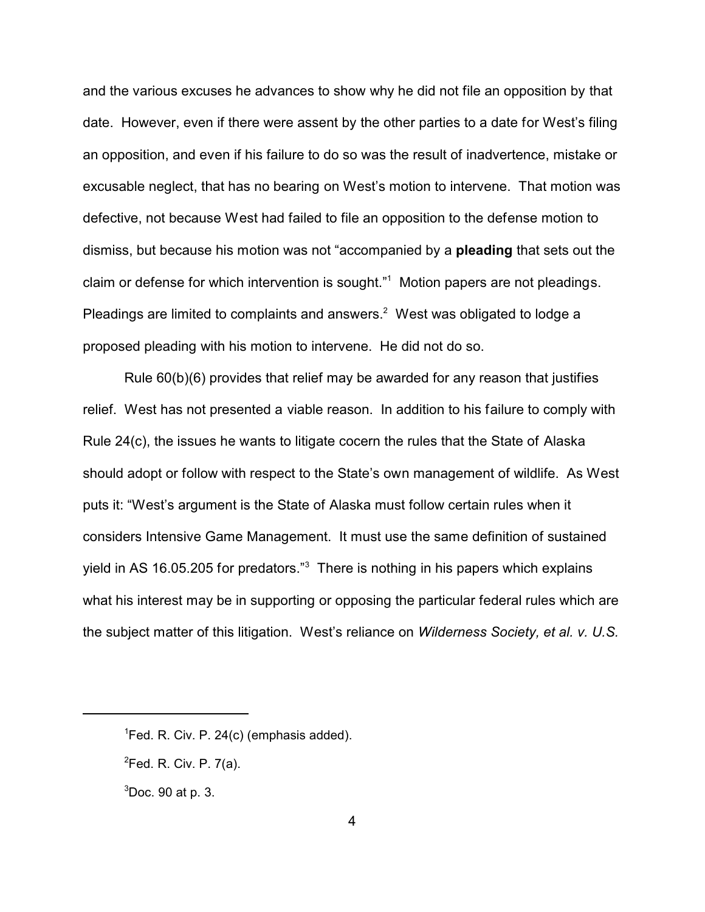and the various excuses he advances to show why he did not file an opposition by that date. However, even if there were assent by the other parties to a date for West's filing an opposition, and even if his failure to do so was the result of inadvertence, mistake or excusable neglect, that has no bearing on West's motion to intervene. That motion was defective, not because West had failed to file an opposition to the defense motion to dismiss, but because his motion was not "accompanied by a **pleading** that sets out the claim or defense for which intervention is sought."[1] Motion papers are not pleadings. Pleadings are limited to complaints and answers.[2] West was obligated to lodge a proposed pleading with his motion to intervene. He did not do so.

Rule 60(b)(6) provides that relief may be awarded for any reason that justifies relief. West has not presented a viable reason. In addition to his failure to comply with Rule 24(c), the issues he wants to litigate cocern the rules that the State of Alaska should adopt or follow with respect to the State's own management of wildlife. As West puts it: "West's argument is the State of Alaska must follow certain rules when it considers Intensive Game Management. It must use the same definition of sustained yield in AS 16.05.205 for predators."[3] There is nothing in his papers which explains what his interest may be in supporting or opposing the particular federal rules which are the subject matter of this litigation. West's reliance on *Wilderness Society, et al. v. U.S.*

---

[1] Fed. R. Civ. P. 24(c) (emphasis added).

[2] Fed. R. Civ. P. 7(a).

[3] Doc. 90 at p. 3.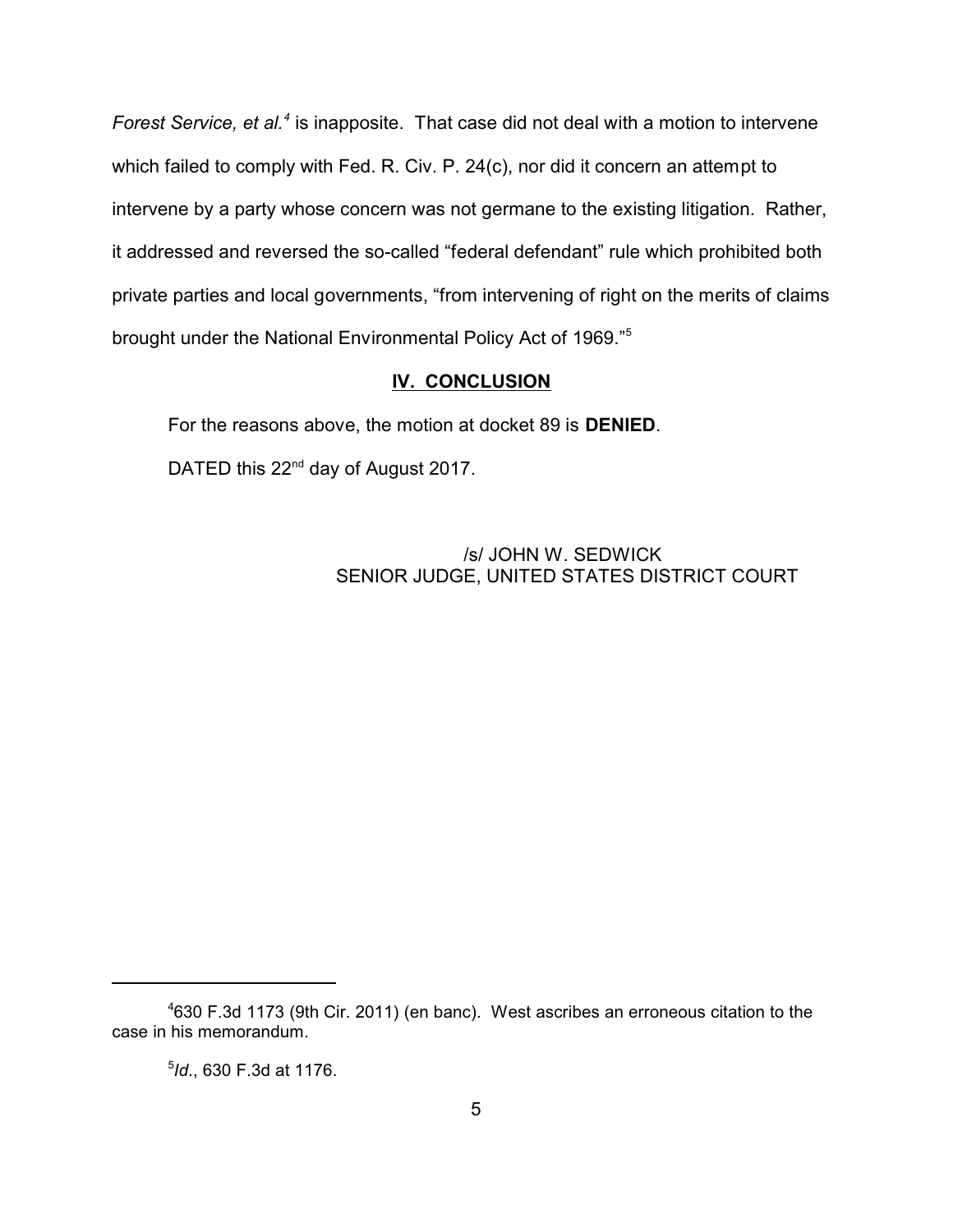*Forest Service, et al.*[4] is inapposite. That case did not deal with a motion to intervene which failed to comply with Fed. R. Civ. P. 24(c), nor did it concern an attempt to intervene by a party whose concern was not germane to the existing litigation. Rather, it addressed and reversed the so-called "federal defendant" rule which prohibited both private parties and local governments, "from intervening of right on the merits of claims brought under the National Environmental Policy Act of 1969."[5]

## IV. CONCLUSION

For the reasons above, the motion at docket 89 is **DENIED**.

DATED this 22nd day of August 2017.

/s/ JOHN W. SEDWICK
SENIOR JUDGE, UNITED STATES DISTRICT COURT

---

[4] 630 F.3d 1173 (9th Cir. 2011) (en banc). West ascribes an erroneous citation to the case in his memorandum.

[5] *Id.*, 630 F.3d at 1176.